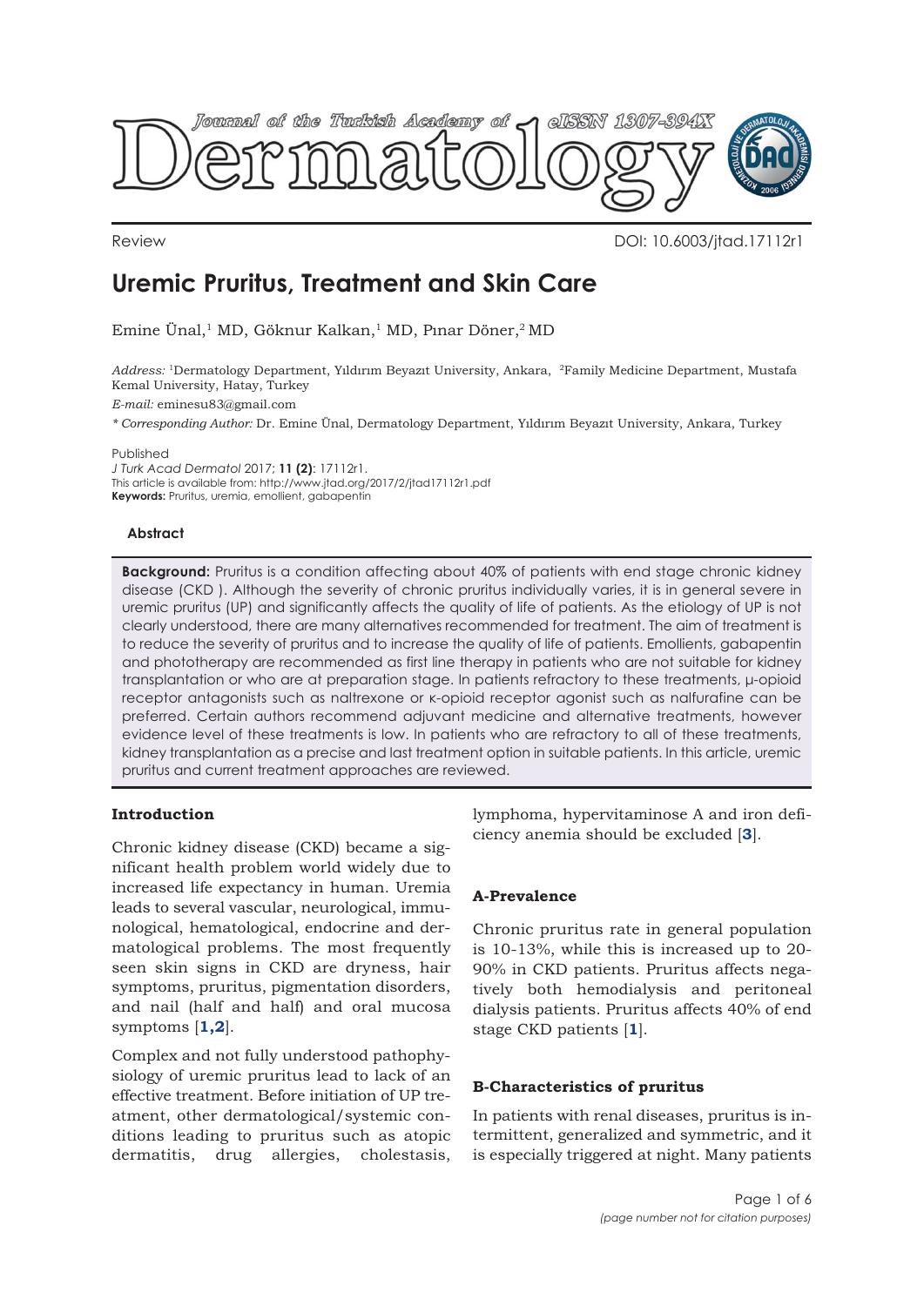Review

DOI: 10.6003/jtad.17112r1

# Uremic Pruritus, Treatment and Skin Care

Emine Ünal,[1] MD, Göknur Kalkan,[1] MD, Pınar Döner,[2] MD

*Address:* [1]Dermatology Department, Yıldırım Beyazıt University, Ankara, [2]Family Medicine Department, Mustafa Kemal University, Hatay, Turkey

*E-mail:* eminesu83@gmail.com

*\* Corresponding Author:* Dr. Emine Ünal, Dermatology Department, Yıldırım Beyazıt University, Ankara, Turkey

Published

*J Turk Acad Dermatol* 2017; **11 (2)**: 17112r1.

This article is available from: http://www.jtad.org/2017/2/jtad17112r1.pdf

**Keywords:** Pruritus, uremia, emollient, gabapentin

### Abstract

**Background:** Pruritus is a condition affecting about 40% of patients with end stage chronic kidney disease (CKD ). Although the severity of chronic pruritus individually varies, it is in general severe in uremic pruritus (UP) and significantly affects the quality of life of patients. As the etiology of UP is not clearly understood, there are many alternatives recommended for treatment. The aim of treatment is to reduce the severity of pruritus and to increase the quality of life of patients. Emollients, gabapentin and phototherapy are recommended as first line therapy in patients who are not suitable for kidney transplantation or who are at preparation stage. In patients refractory to these treatments, μ-opioid receptor antagonists such as naltrexone or κ-opioid receptor agonist such as nalfurafine can be preferred. Certain authors recommend adjuvant medicine and alternative treatments, however evidence level of these treatments is low. In patients who are refractory to all of these treatments, kidney transplantation as a precise and last treatment option in suitable patients. In this article, uremic pruritus and current treatment approaches are reviewed.

### Introduction

Chronic kidney disease (CKD) became a significant health problem world widely due to increased life expectancy in human. Uremia leads to several vascular, neurological, immunological, hematological, endocrine and dermatological problems. The most frequently seen skin signs in CKD are dryness, hair symptoms, pruritus, pigmentation disorders, and nail (half and half) and oral mucosa symptoms [**1,2**].

Complex and not fully understood pathophysiology of uremic pruritus lead to lack of an effective treatment. Before initiation of UP treatment, other dermatological/systemic conditions leading to pruritus such as atopic dermatitis, drug allergies, cholestasis, lymphoma, hypervitaminose A and iron deficiency anemia should be excluded [**3**].

### A-Prevalence

Chronic pruritus rate in general population is 10-13%, while this is increased up to 20-90% in CKD patients. Pruritus affects negatively both hemodialysis and peritoneal dialysis patients. Pruritus affects 40% of end stage CKD patients [**1**].

### B-Characteristics of pruritus

In patients with renal diseases, pruritus is intermittent, generalized and symmetric, and it is especially triggered at night. Many patients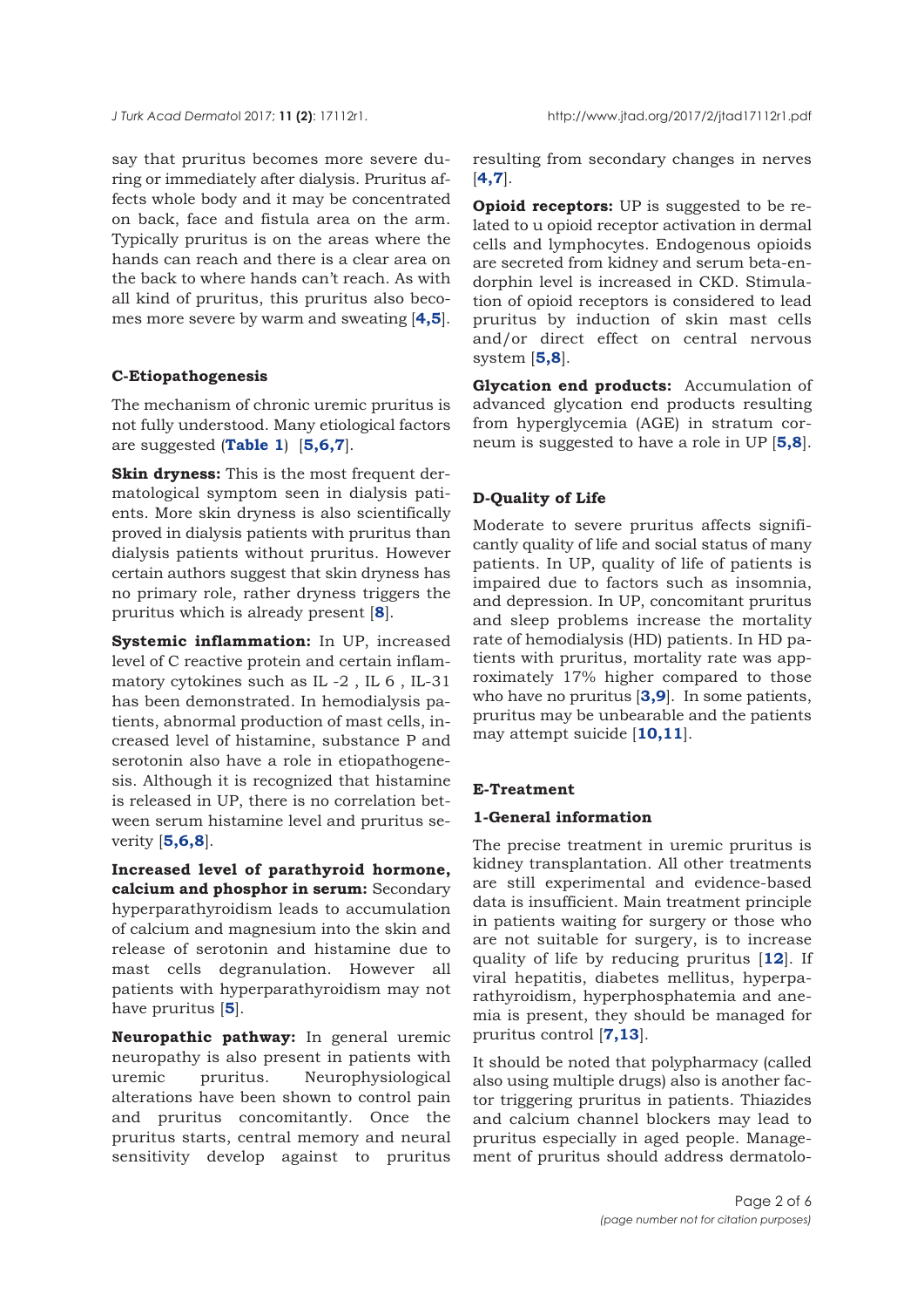say that pruritus becomes more severe during or immediately after dialysis. Pruritus affects whole body and it may be concentrated on back, face and fistula area on the arm. Typically pruritus is on the areas where the hands can reach and there is a clear area on the back to where hands can't reach. As with all kind of pruritus, this pruritus also becomes more severe by warm and sweating [**4,5**].

### C-Etiopathogenesis

The mechanism of chronic uremic pruritus is not fully understood. Many etiological factors are suggested (**Table 1**) [**5,6,7**].

**Skin dryness:** This is the most frequent dermatological symptom seen in dialysis patients. More skin dryness is also scientifically proved in dialysis patients with pruritus than dialysis patients without pruritus. However certain authors suggest that skin dryness has no primary role, rather dryness triggers the pruritus which is already present [**8**].

**Systemic inflammation:** In UP, increased level of C reactive protein and certain inflammatory cytokines such as IL -2 , IL 6 , IL-31 has been demonstrated. In hemodialysis patients, abnormal production of mast cells, increased level of histamine, substance P and serotonin also have a role in etiopathogenesis. Although it is recognized that histamine is released in UP, there is no correlation between serum histamine level and pruritus severity [**5,6,8**].

**Increased level of parathyroid hormone, calcium and phosphor in serum:** Secondary hyperparathyroidism leads to accumulation of calcium and magnesium into the skin and release of serotonin and histamine due to mast cells degranulation. However all patients with hyperparathyroidism may not have pruritus [**5**].

**Neuropathic pathway:** In general uremic neuropathy is also present in patients with uremic pruritus. Neurophysiological alterations have been shown to control pain and pruritus concomitantly. Once the pruritus starts, central memory and neural sensitivity develop against to pruritus resulting from secondary changes in nerves [**4,7**].

**Opioid receptors:** UP is suggested to be related to u opioid receptor activation in dermal cells and lymphocytes. Endogenous opioids are secreted from kidney and serum beta-endorphin level is increased in CKD. Stimulation of opioid receptors is considered to lead pruritus by induction of skin mast cells and/or direct effect on central nervous system [**5,8**].

**Glycation end products:** Accumulation of advanced glycation end products resulting from hyperglycemia (AGE) in stratum corneum is suggested to have a role in UP [**5,8**].

### D-Quality of Life

Moderate to severe pruritus affects significantly quality of life and social status of many patients. In UP, quality of life of patients is impaired due to factors such as insomnia, and depression. In UP, concomitant pruritus and sleep problems increase the mortality rate of hemodialysis (HD) patients. In HD patients with pruritus, mortality rate was approximately 17% higher compared to those who have no pruritus [**3,9**]. In some patients, pruritus may be unbearable and the patients may attempt suicide [**10,11**].

### E-Treatment

#### 1-General information

The precise treatment in uremic pruritus is kidney transplantation. All other treatments are still experimental and evidence-based data is insufficient. Main treatment principle in patients waiting for surgery or those who are not suitable for surgery, is to increase quality of life by reducing pruritus [**12**]. If viral hepatitis, diabetes mellitus, hyperparathyroidism, hyperphosphatemia and anemia is present, they should be managed for pruritus control [**7,13**].

It should be noted that polypharmacy (called also using multiple drugs) also is another factor triggering pruritus in patients. Thiazides and calcium channel blockers may lead to pruritus especially in aged people. Management of pruritus should address dermatolo-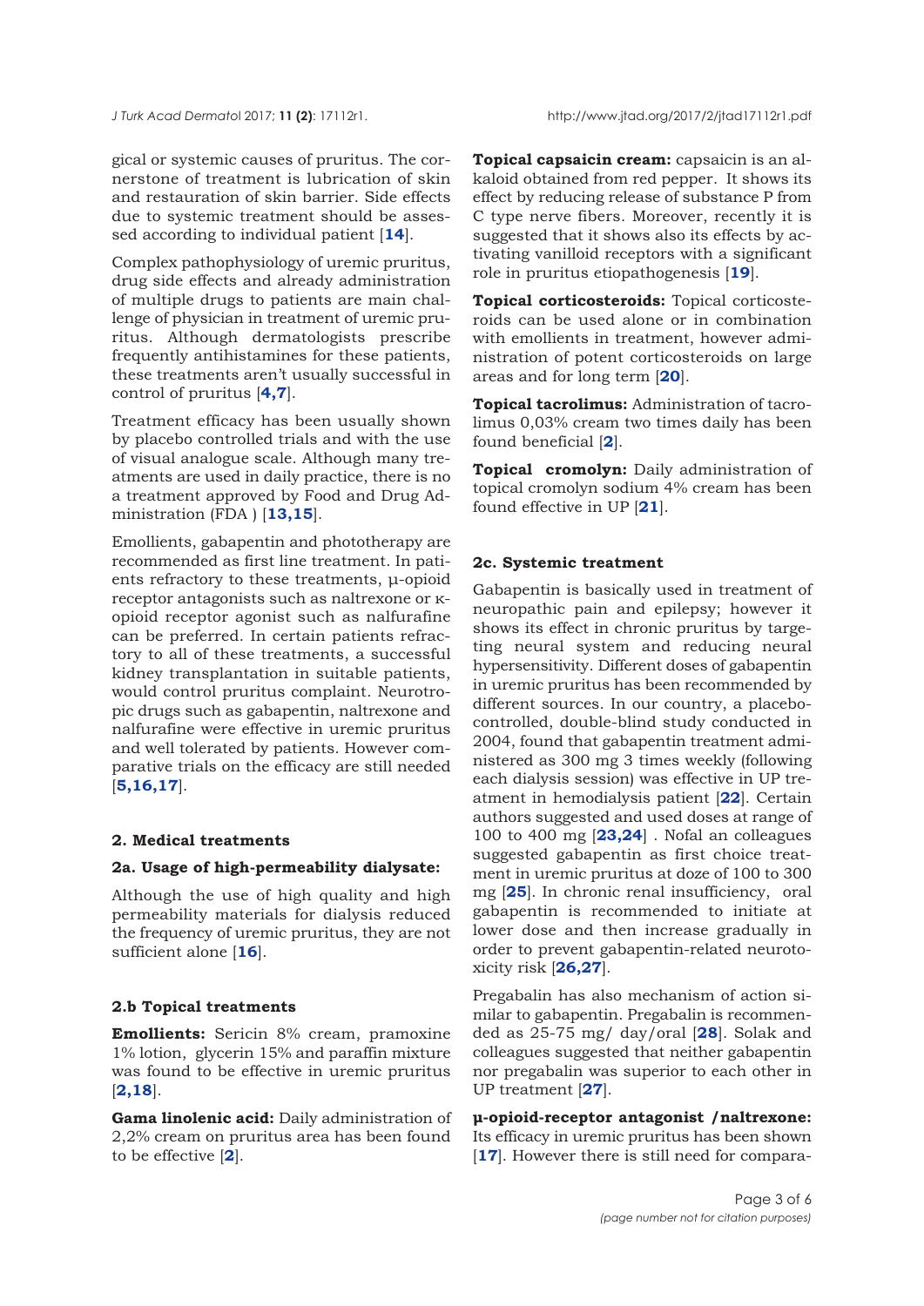gical or systemic causes of pruritus. The cornerstone of treatment is lubrication of skin and restauration of skin barrier. Side effects due to systemic treatment should be assessed according to individual patient [14].

Complex pathophysiology of uremic pruritus, drug side effects and already administration of multiple drugs to patients are main challenge of physician in treatment of uremic pruritus. Although dermatologists prescribe frequently antihistamines for these patients, these treatments aren't usually successful in control of pruritus [4,7].

Treatment efficacy has been usually shown by placebo controlled trials and with the use of visual analogue scale. Although many treatments are used in daily practice, there is no a treatment approved by Food and Drug Administration (FDA ) [13,15].

Emollients, gabapentin and phototherapy are recommended as first line treatment. In patients refractory to these treatments, µ-opioid receptor antagonists such as naltrexone or κ-opioid receptor agonist such as nalfurafine can be preferred. In certain patients refractory to all of these treatments, a successful kidney transplantation in suitable patients, would control pruritus complaint. Neurotropic drugs such as gabapentin, naltrexone and nalfurafine were effective in uremic pruritus and well tolerated by patients. However comparative trials on the efficacy are still needed [5,16,17].

## 2. Medical treatments

### 2a. Usage of high-permeability dialysate:

Although the use of high quality and high permeability materials for dialysis reduced the frequency of uremic pruritus, they are not sufficient alone [16].

### 2.b Topical treatments

**Emollients:** Sericin 8% cream, pramoxine 1% lotion, glycerin 15% and paraffin mixture was found to be effective in uremic pruritus [2,18].

**Gama linolenic acid:** Daily administration of 2,2% cream on pruritus area has been found to be effective [2].

**Topical capsaicin cream:** capsaicin is an alkaloid obtained from red pepper. It shows its effect by reducing release of substance P from C type nerve fibers. Moreover, recently it is suggested that it shows also its effects by activating vanilloid receptors with a significant role in pruritus etiopathogenesis [19].

**Topical corticosteroids:** Topical corticosteroids can be used alone or in combination with emollients in treatment, however administration of potent corticosteroids on large areas and for long term [20].

**Topical tacrolimus:** Administration of tacrolimus 0,03% cream two times daily has been found beneficial [2].

**Topical cromolyn:** Daily administration of topical cromolyn sodium 4% cream has been found effective in UP [21].

### 2c. Systemic treatment

Gabapentin is basically used in treatment of neuropathic pain and epilepsy; however it shows its effect in chronic pruritus by targeting neural system and reducing neural hypersensitivity. Different doses of gabapentin in uremic pruritus has been recommended by different sources. In our country, a placebo-controlled, double-blind study conducted in 2004, found that gabapentin treatment administered as 300 mg 3 times weekly (following each dialysis session) was effective in UP treatment in hemodialysis patient [22]. Certain authors suggested and used doses at range of 100 to 400 mg [23,24] . Nofal an colleagues suggested gabapentin as first choice treatment in uremic pruritus at doze of 100 to 300 mg [25]. In chronic renal insufficiency, oral gabapentin is recommended to initiate at lower dose and then increase gradually in order to prevent gabapentin-related neurotoxicity risk [26,27].

Pregabalin has also mechanism of action similar to gabapentin. Pregabalin is recommended as 25-75 mg/ day/oral [28]. Solak and colleagues suggested that neither gabapentin nor pregabalin was superior to each other in UP treatment [27].

**µ-opioid-receptor antagonist /naltrexone:** Its efficacy in uremic pruritus has been shown [17]. However there is still need for compara-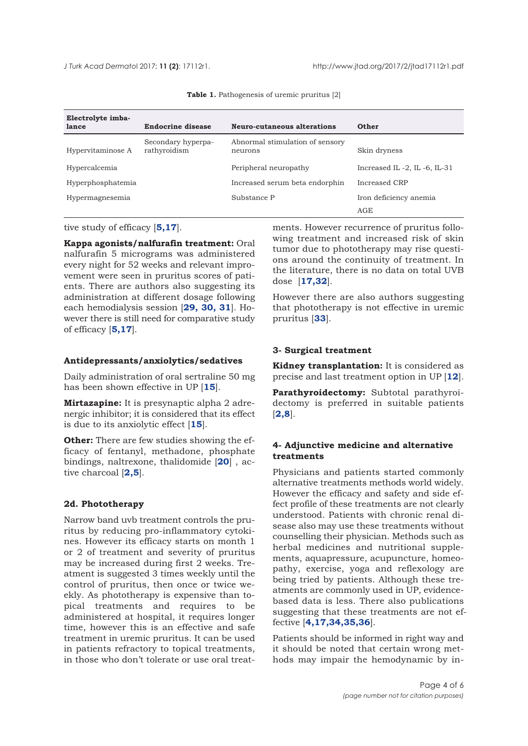**Table 1.** Pathogenesis of uremic pruritus [2]

| Electrolyte imbalance | Endocrine disease | Neuro-cutaneous alterations | Other |
|---|---|---|---|
| Hypervitaminose A | Secondary hyperparathyroidism | Abnormal stimulation of sensory neurons | Skin dryness |
| Hypercalcemia | | Peripheral neuropathy | Increased IL -2, IL -6, IL-31 |
| Hyperphosphatemia | | Increased serum beta endorphin | Increased CRP |
| Hypermagnesemia | | Substance P | Iron deficiency anemia |
| | | | AGE |

tive study of efficacy [**5,17**].

**Kappa agonists/nalfurafin treatment:** Oral nalfurafin 5 micrograms was administered every night for 52 weeks and relevant improvement were seen in pruritus scores of patients. There are authors also suggesting its administration at different dosage following each hemodialysis session [**29, 30, 31**]. However there is still need for comparative study of efficacy [**5,17**].

#### Antidepressants/anxiolytics/sedatives

Daily administration of oral sertraline 50 mg has been shown effective in UP [**15**].

**Mirtazapine:** It is presynaptic alpha 2 adrenergic inhibitor; it is considered that its effect is due to its anxiolytic effect [**15**].

**Other:** There are few studies showing the efficacy of fentanyl, methadone, phosphate bindings, naltrexone, thalidomide [**20**] , active charcoal [**2,5**].

#### 2d. Phototherapy

Narrow band uvb treatment controls the pruritus by reducing pro-inflammatory cytokines. However its efficacy starts on month 1 or 2 of treatment and severity of pruritus may be increased during first 2 weeks. Treatment is suggested 3 times weekly until the control of pruritus, then once or twice weekly. As phototherapy is expensive than topical treatments and requires to be administered at hospital, it requires longer time, however this is an effective and safe treatment in uremic pruritus. It can be used in patients refractory to topical treatments, in those who don't tolerate or use oral treatments. However recurrence of pruritus following treatment and increased risk of skin tumor due to phototherapy may rise questions around the continuity of treatment. In the literature, there is no data on total UVB dose [**17,32**].

However there are also authors suggesting that phototherapy is not effective in uremic pruritus [**33**].

### 3- Surgical treatment

**Kidney transplantation:** It is considered as precise and last treatment option in UP [**12**].

**Parathyroidectomy:** Subtotal parathyroidectomy is preferred in suitable patients [**2,8**].

### 4- Adjunctive medicine and alternative treatments

Physicians and patients started commonly alternative treatments methods world widely. However the efficacy and safety and side effect profile of these treatments are not clearly understood. Patients with chronic renal disease also may use these treatments without counselling their physician. Methods such as herbal medicines and nutritional supplements, aquapressure, acupuncture, homeopathy, exercise, yoga and reflexology are being tried by patients. Although these treatments are commonly used in UP, evidence-based data is less. There also publications suggesting that these treatments are not effective [**4,17,34,35,36**].

Patients should be informed in right way and it should be noted that certain wrong methods may impair the hemodynamic by in-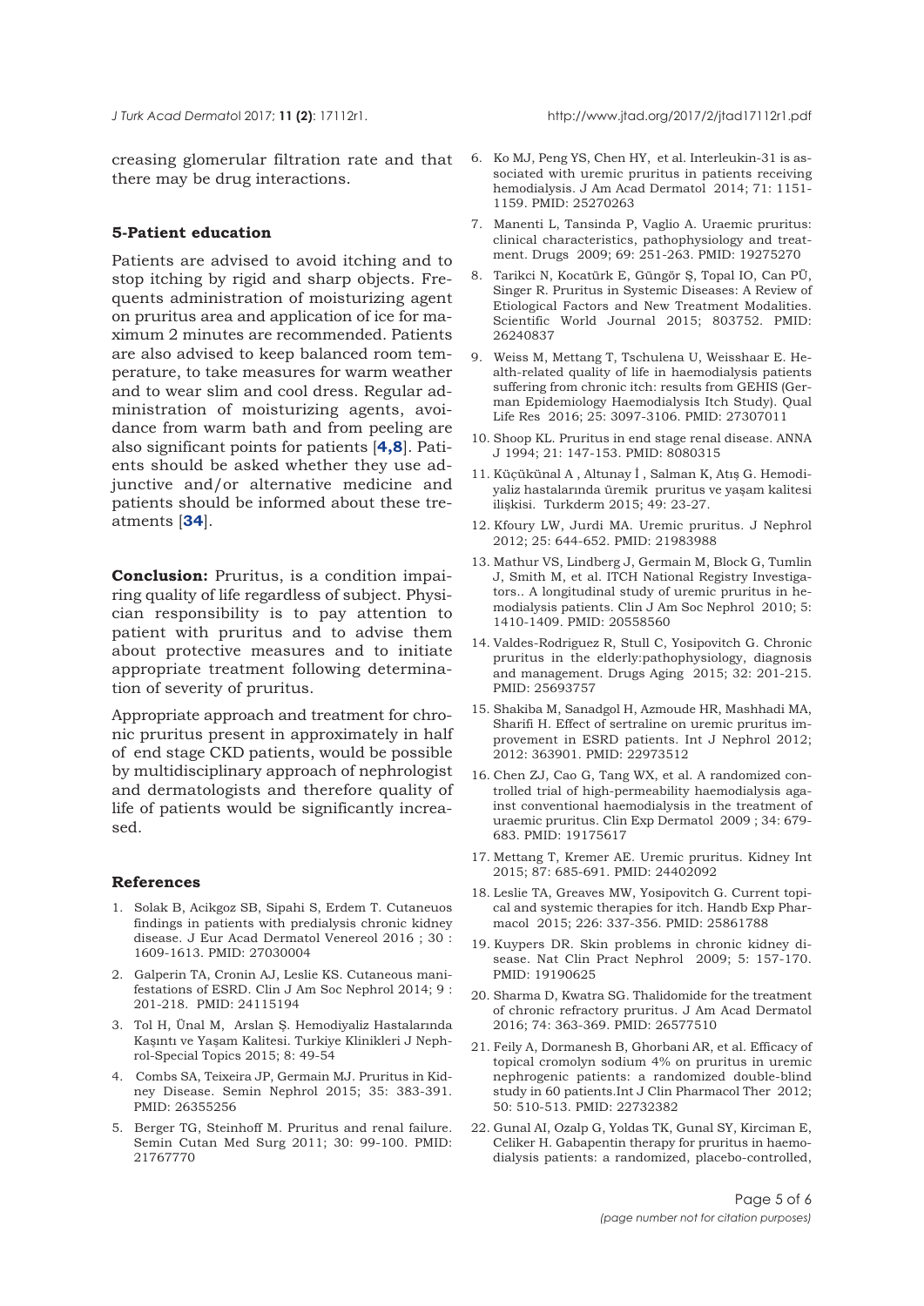creasing glomerular filtration rate and that there may be drug interactions.

### 5-Patient education

Patients are advised to avoid itching and to stop itching by rigid and sharp objects. Frequents administration of moisturizing agent on pruritus area and application of ice for maximum 2 minutes are recommended. Patients are also advised to keep balanced room temperature, to take measures for warm weather and to wear slim and cool dress. Regular administration of moisturizing agents, avoidance from warm bath and from peeling are also significant points for patients [**4,8**]. Patients should be asked whether they use adjunctive and/or alternative medicine and patients should be informed about these treatments [**34**].

**Conclusion:** Pruritus, is a condition impairing quality of life regardless of subject. Physician responsibility is to pay attention to patient with pruritus and to advise them about protective measures and to initiate appropriate treatment following determination of severity of pruritus.

Appropriate approach and treatment for chronic pruritus present in approximately in half of end stage CKD patients, would be possible by multidisciplinary approach of nephrologist and dermatologists and therefore quality of life of patients would be significantly increased.

### References

1. Solak B, Acikgoz SB, Sipahi S, Erdem T. Cutaneuos findings in patients with predialysis chronic kidney disease. J Eur Acad Dermatol Venereol 2016 ; 30 : 1609-1613. PMID: 27030004
2. Galperin TA, Cronin AJ, Leslie KS. Cutaneous manifestations of ESRD. Clin J Am Soc Nephrol 2014; 9 : 201-218. PMID: 24115194
3. Tol H, Ünal M, Arslan Ş. Hemodiyaliz Hastalarında Kaşıntı ve Yaşam Kalitesi. Turkiye Klinikleri J Nephrol-Special Topics 2015; 8: 49-54
4. Combs SA, Teixeira JP, Germain MJ. Pruritus in Kidney Disease. Semin Nephrol 2015; 35: 383-391. PMID: 26355256
5. Berger TG, Steinhoff M. Pruritus and renal failure. Semin Cutan Med Surg 2011; 30: 99-100. PMID: 21767770
6. Ko MJ, Peng YS, Chen HY, et al. Interleukin-31 is associated with uremic pruritus in patients receiving hemodialysis. J Am Acad Dermatol 2014; 71: 1151-1159. PMID: 25270263
7. Manenti L, Tansinda P, Vaglio A. Uraemic pruritus: clinical characteristics, pathophysiology and treatment. Drugs 2009; 69: 251-263. PMID: 19275270
8. Tarikci N, Kocatürk E, Güngör Ş, Topal IO, Can PÜ, Singer R. Pruritus in Systemic Diseases: A Review of Etiological Factors and New Treatment Modalities. Scientific World Journal 2015; 803752. PMID: 26240837
9. Weiss M, Mettang T, Tschulena U, Weisshaar E. Health-related quality of life in haemodialysis patients suffering from chronic itch: results from GEHIS (German Epidemiology Haemodialysis Itch Study). Qual Life Res 2016; 25: 3097-3106. PMID: 27307011
10. Shoop KL. Pruritus in end stage renal disease. ANNA J 1994; 21: 147-153. PMID: 8080315
11. Küçükünal A , Altunay İ , Salman K, Atış G. Hemodiyaliz hastalarında üremik pruritus ve yaşam kalitesi ilişkisi. Turkderm 2015; 49: 23-27.
12. Kfoury LW, Jurdi MA. Uremic pruritus. J Nephrol 2012; 25: 644-652. PMID: 21983988
13. Mathur VS, Lindberg J, Germain M, Block G, Tumlin J, Smith M, et al. ITCH National Registry Investigators.. A longitudinal study of uremic pruritus in hemodialysis patients. Clin J Am Soc Nephrol 2010; 5: 1410-1409. PMID: 20558560
14. Valdes-Rodriguez R, Stull C, Yosipovitch G. Chronic pruritus in the elderly:pathophysiology, diagnosis and management. Drugs Aging 2015; 32: 201-215. PMID: 25693757
15. Shakiba M, Sanadgol H, Azmoude HR, Mashhadi MA, Sharifi H. Effect of sertraline on uremic pruritus improvement in ESRD patients. Int J Nephrol 2012; 2012: 363901. PMID: 22973512
16. Chen ZJ, Cao G, Tang WX, et al. A randomized controlled trial of high-permeability haemodialysis against conventional haemodialysis in the treatment of uraemic pruritus. Clin Exp Dermatol 2009 ; 34: 679-683. PMID: 19175617
17. Mettang T, Kremer AE. Uremic pruritus. Kidney Int 2015; 87: 685-691. PMID: 24402092
18. Leslie TA, Greaves MW, Yosipovitch G. Current topical and systemic therapies for itch. Handb Exp Pharmacol 2015; 226: 337-356. PMID: 25861788
19. Kuypers DR. Skin problems in chronic kidney disease. Nat Clin Pract Nephrol 2009; 5: 157-170. PMID: 19190625
20. Sharma D, Kwatra SG. Thalidomide for the treatment of chronic refractory pruritus. J Am Acad Dermatol 2016; 74: 363-369. PMID: 26577510
21. Feily A, Dormanesh B, Ghorbani AR, et al. Efficacy of topical cromolyn sodium 4% on pruritus in uremic nephrogenic patients: a randomized double-blind study in 60 patients.Int J Clin Pharmacol Ther 2012; 50: 510-513. PMID: 22732382
22. Gunal AI, Ozalp G, Yoldas TK, Gunal SY, Kirciman E, Celiker H. Gabapentin therapy for pruritus in haemodialysis patients: a randomized, placebo-controlled,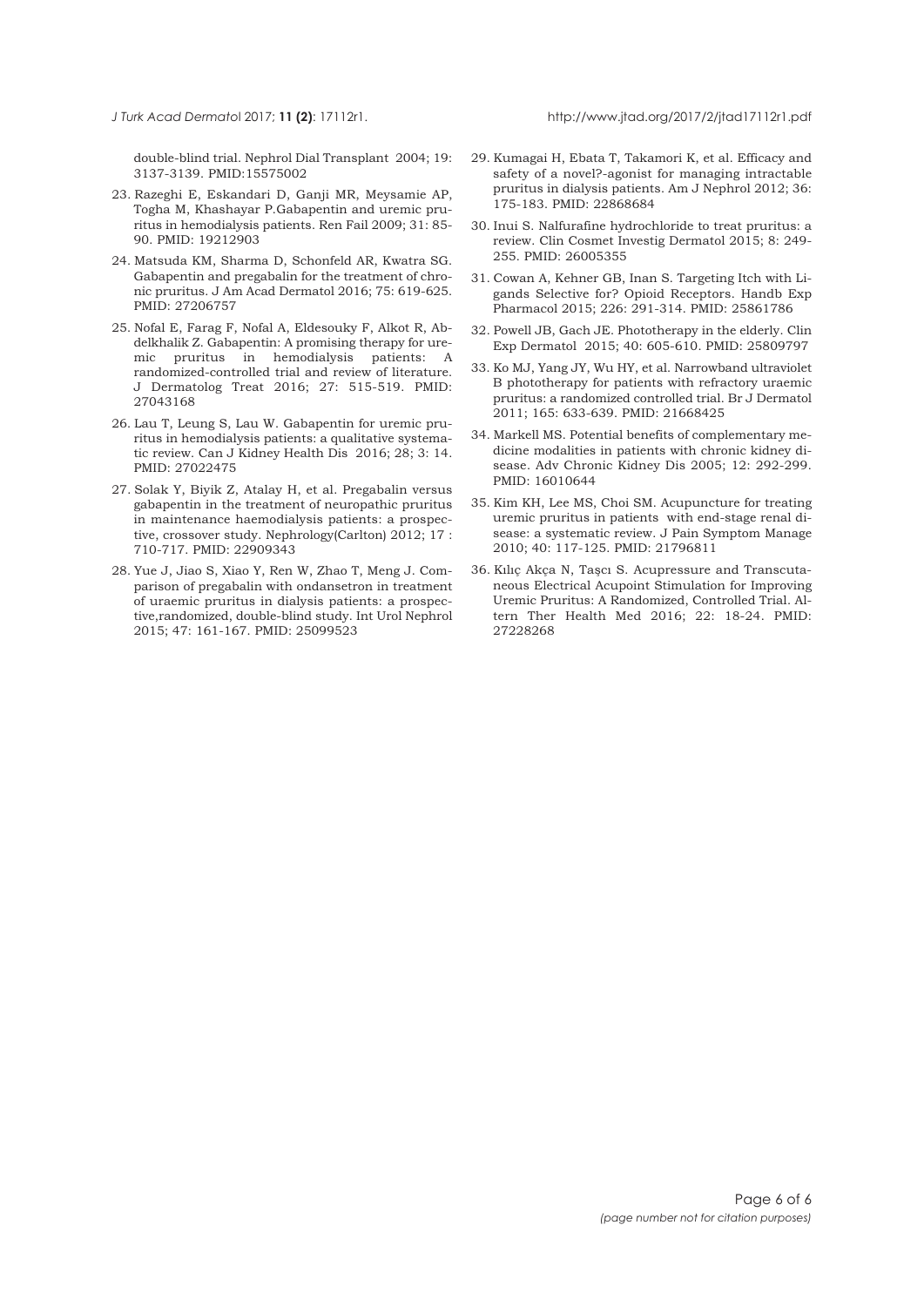double-blind trial. Nephrol Dial Transplant 2004; 19: 3137-3139. PMID:15575002

23. Razeghi E, Eskandari D, Ganji MR, Meysamie AP, Togha M, Khashayar P.Gabapentin and uremic pruritus in hemodialysis patients. Ren Fail 2009; 31: 85-90. PMID: 19212903

24. Matsuda KM, Sharma D, Schonfeld AR, Kwatra SG. Gabapentin and pregabalin for the treatment of chronic pruritus. J Am Acad Dermatol 2016; 75: 619-625. PMID: 27206757

25. Nofal E, Farag F, Nofal A, Eldesouky F, Alkot R, Abdelkhalik Z. Gabapentin: A promising therapy for uremic pruritus in hemodialysis patients: A randomized-controlled trial and review of literature. J Dermatolog Treat 2016; 27: 515-519. PMID: 27043168

26. Lau T, Leung S, Lau W. Gabapentin for uremic pruritus in hemodialysis patients: a qualitative systematic review. Can J Kidney Health Dis 2016; 28; 3: 14. PMID: 27022475

27. Solak Y, Biyik Z, Atalay H, et al. Pregabalin versus gabapentin in the treatment of neuropathic pruritus in maintenance haemodialysis patients: a prospective, crossover study. Nephrology(Carlton) 2012; 17 : 710-717. PMID: 22909343

28. Yue J, Jiao S, Xiao Y, Ren W, Zhao T, Meng J. Comparison of pregabalin with ondansetron in treatment of uraemic pruritus in dialysis patients: a prospective,randomized, double-blind study. Int Urol Nephrol 2015; 47: 161-167. PMID: 25099523

29. Kumagai H, Ebata T, Takamori K, et al. Efficacy and safety of a novel?-agonist for managing intractable pruritus in dialysis patients. Am J Nephrol 2012; 36: 175-183. PMID: 22868684

30. Inui S. Nalfurafine hydrochloride to treat pruritus: a review. Clin Cosmet Investig Dermatol 2015; 8: 249-255. PMID: 26005355

31. Cowan A, Kehner GB, Inan S. Targeting Itch with Ligands Selective for? Opioid Receptors. Handb Exp Pharmacol 2015; 226: 291-314. PMID: 25861786

32. Powell JB, Gach JE. Phototherapy in the elderly. Clin Exp Dermatol 2015; 40: 605-610. PMID: 25809797

33. Ko MJ, Yang JY, Wu HY, et al. Narrowband ultraviolet B phototherapy for patients with refractory uraemic pruritus: a randomized controlled trial. Br J Dermatol 2011; 165: 633-639. PMID: 21668425

34. Markell MS. Potential benefits of complementary medicine modalities in patients with chronic kidney disease. Adv Chronic Kidney Dis 2005; 12: 292-299. PMID: 16010644

35. Kim KH, Lee MS, Choi SM. Acupuncture for treating uremic pruritus in patients with end-stage renal disease: a systematic review. J Pain Symptom Manage 2010; 40: 117-125. PMID: 21796811

36. Kılıç Akça N, Taşcı S. Acupressure and Transcutaneous Electrical Acupoint Stimulation for Improving Uremic Pruritus: A Randomized, Controlled Trial. Altern Ther Health Med 2016; 22: 18-24. PMID: 27228268